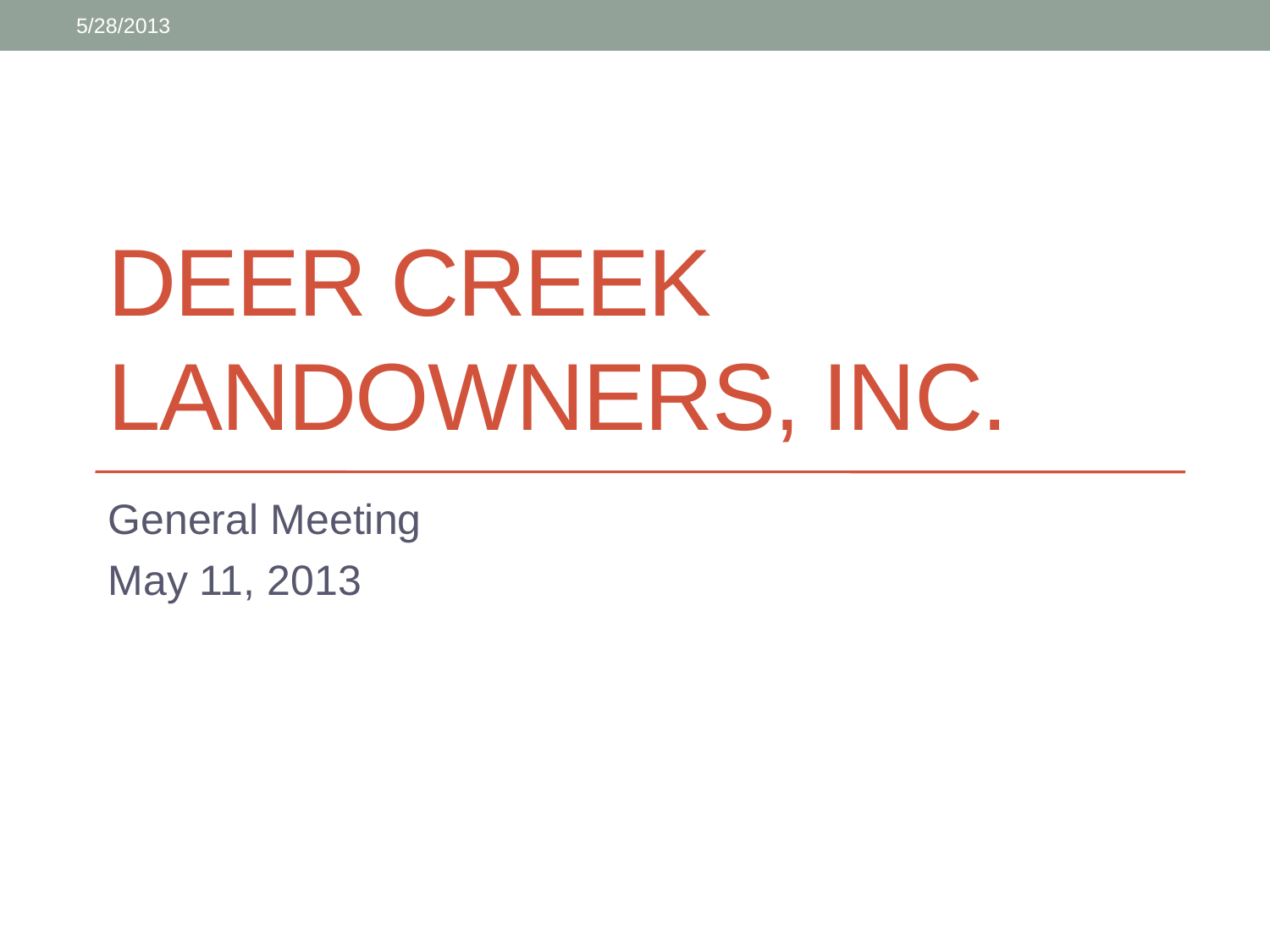# DEER CREEK LANDOWNERS, INC.

General Meeting

May 11, 2013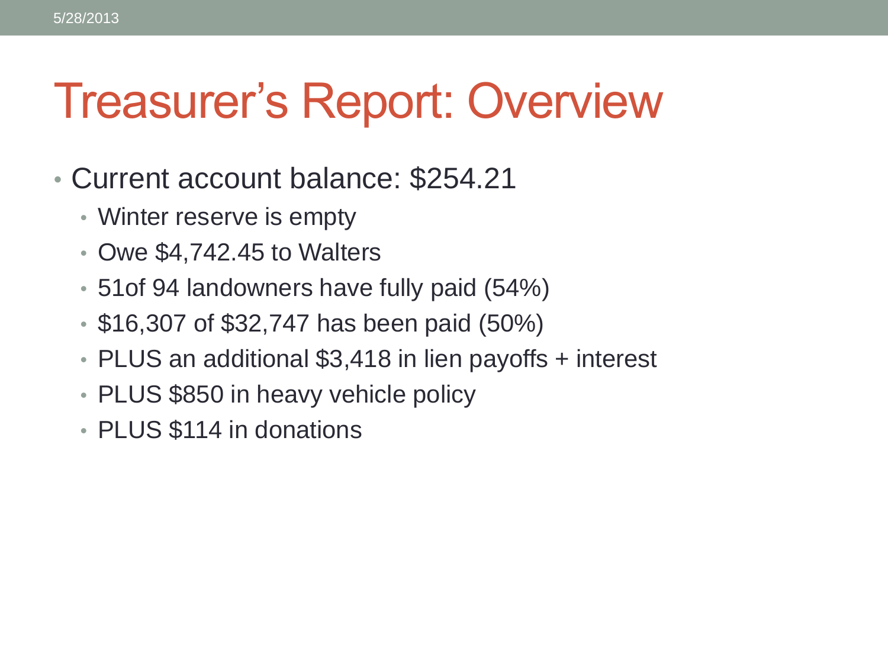# Treasurer's Report: Overview

- Current account balance: $254.21
  - Winter reserve is empty
  - Owe $4,742.45 to Walters
  - 51of 94 landowners have fully paid (54%)
  - $16,307 of $32,747 has been paid (50%)
  - PLUS an additional $3,418 in lien payoffs + interest
  - PLUS $850 in heavy vehicle policy
  - PLUS $114 in donations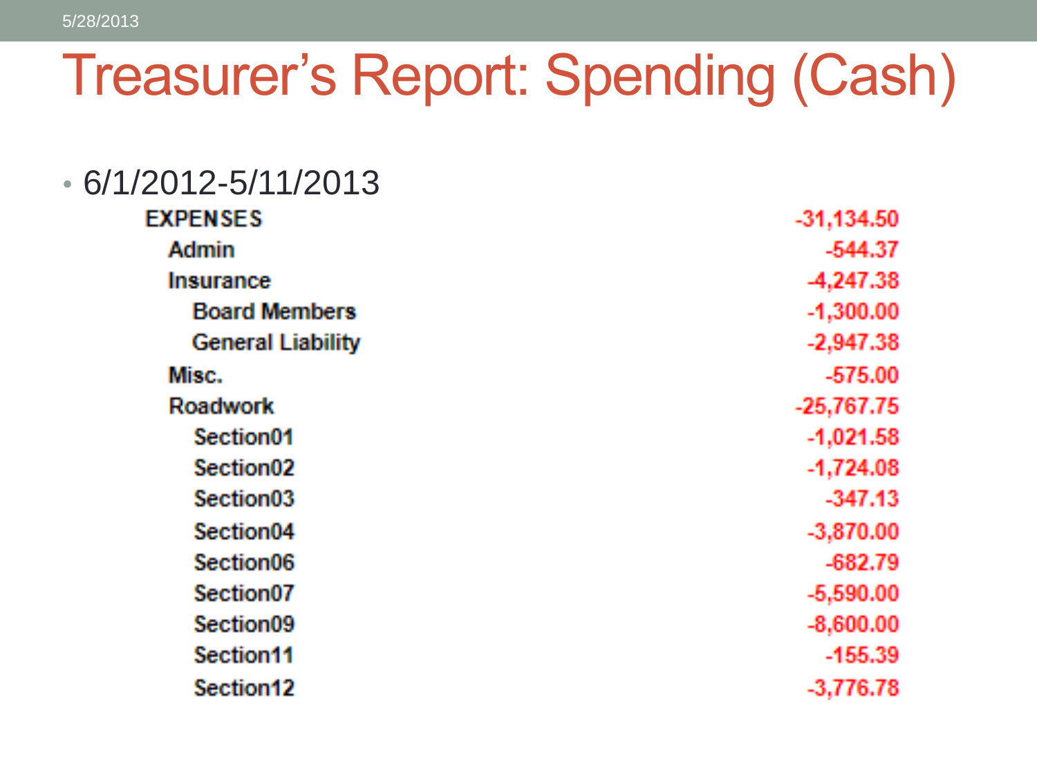# Treasurer's Report: Spending (Cash)

- 6/1/2012-5/11/2013

| | |
|---|---|
| EXPENSES | -31,134.50 |
| Admin | -544.37 |
| Insurance | -4,247.38 |
| Board Members | -1,300.00 |
| General Liability | -2,947.38 |
| Misc. | -575.00 |
| Roadwork | -25,767.75 |
| Section01 | -1,021.58 |
| Section02 | -1,724.08 |
| Section03 | -347.13 |
| Section04 | -3,870.00 |
| Section06 | -682.79 |
| Section07 | -5,590.00 |
| Section09 | -8,600.00 |
| Section11 | -155.39 |
| Section12 | -3,776.78 |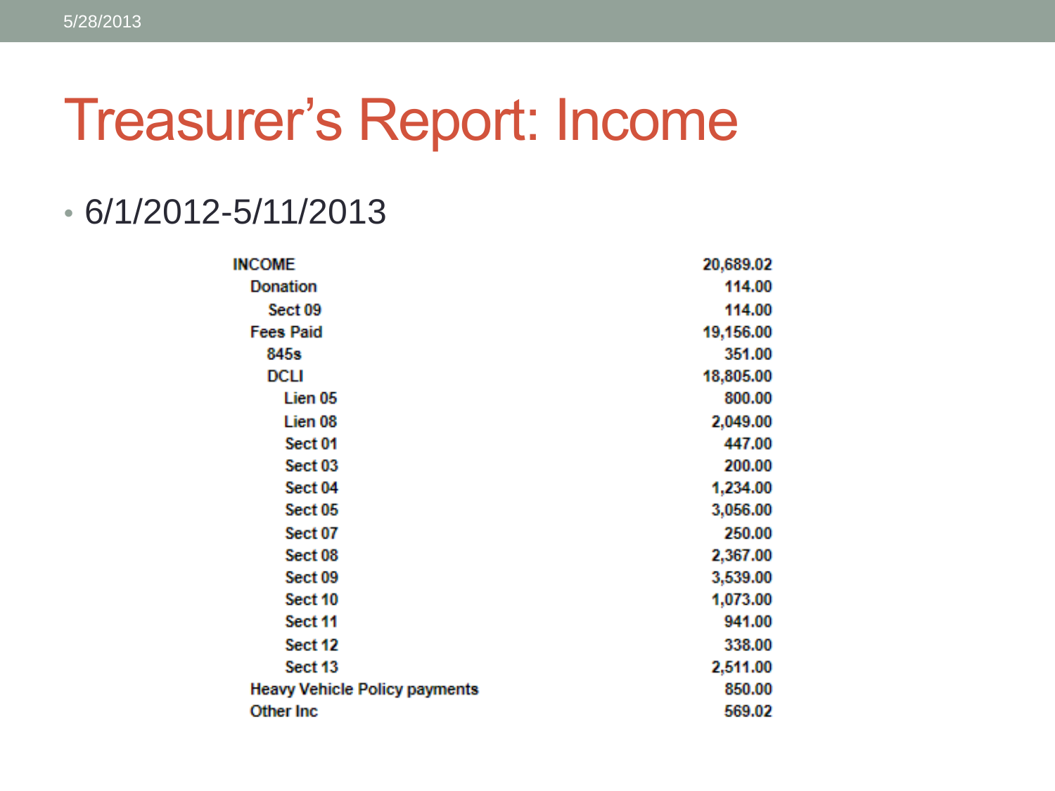# Treasurer's Report: Income

- 6/1/2012-5/11/2013

| | |
|---|---|
| INCOME | 20,689.02 |
| Donation | 114.00 |
| Sect 09 | 114.00 |
| Fees Paid | 19,156.00 |
| 845s | 351.00 |
| DCLI | 18,805.00 |
| Lien 05 | 800.00 |
| Lien 08 | 2,049.00 |
| Sect 01 | 447.00 |
| Sect 03 | 200.00 |
| Sect 04 | 1,234.00 |
| Sect 05 | 3,056.00 |
| Sect 07 | 250.00 |
| Sect 08 | 2,367.00 |
| Sect 09 | 3,539.00 |
| Sect 10 | 1,073.00 |
| Sect 11 | 941.00 |
| Sect 12 | 338.00 |
| Sect 13 | 2,511.00 |
| Heavy Vehicle Policy payments | 850.00 |
| Other Inc | 569.02 |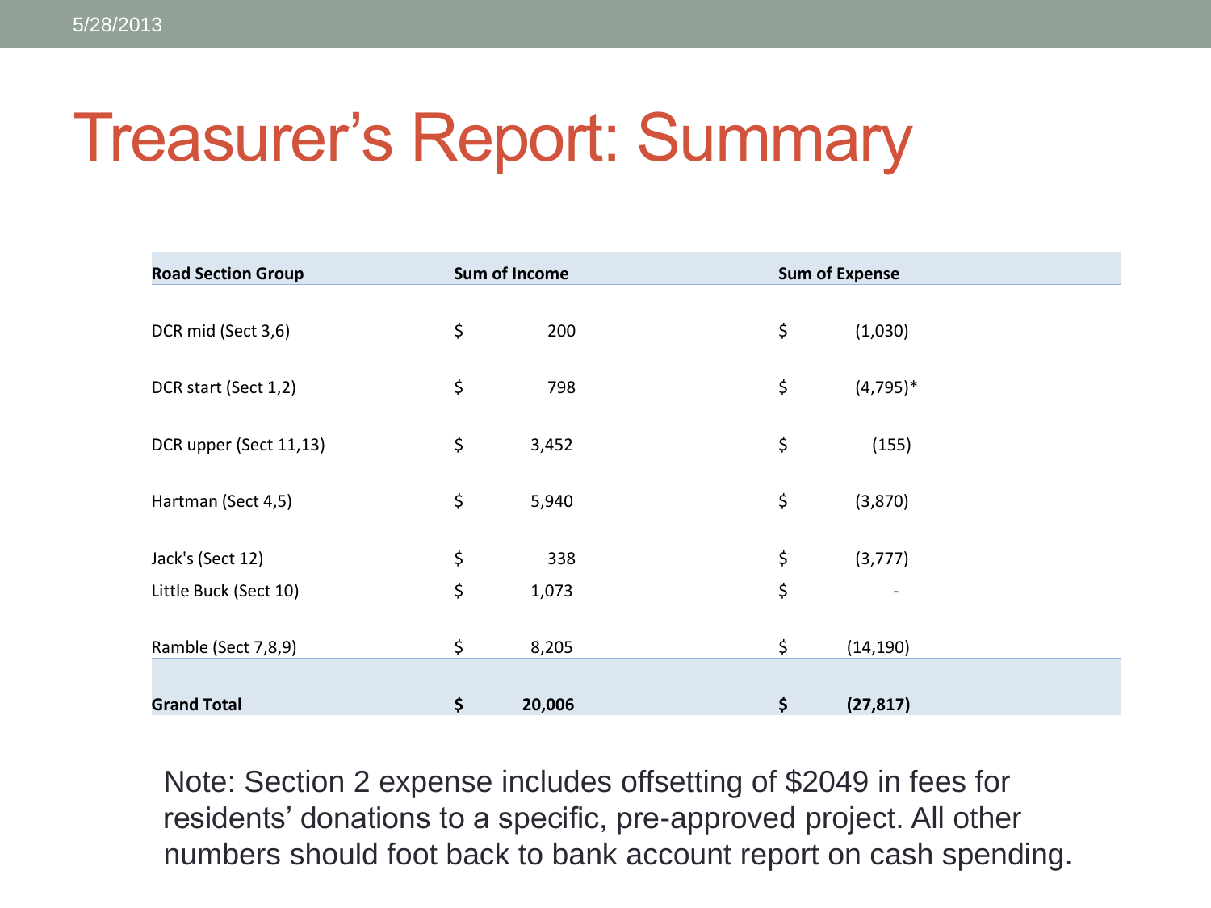# Treasurer's Report: Summary

| Road Section Group | Sum of Income | Sum of Expense |
|---|---|---|
| DCR mid (Sect 3,6) | $ 200 | $ (1,030) |
| DCR start (Sect 1,2) | $ 798 | $ (4,795)* |
| DCR upper (Sect 11,13) | $ 3,452 | $ (155) |
| Hartman (Sect 4,5) | $ 5,940 | $ (3,870) |
| Jack's (Sect 12) | $ 338 | $ (3,777) |
| Little Buck (Sect 10) | $ 1,073 | $ - |
| Ramble (Sect 7,8,9) | $ 8,205 | $ (14,190) |
| **Grand Total** | **$ 20,006** | **$ (27,817)** |

Note: Section 2 expense includes offsetting of $2049 in fees for residents' donations to a specific, pre-approved project. All other numbers should foot back to bank account report on cash spending.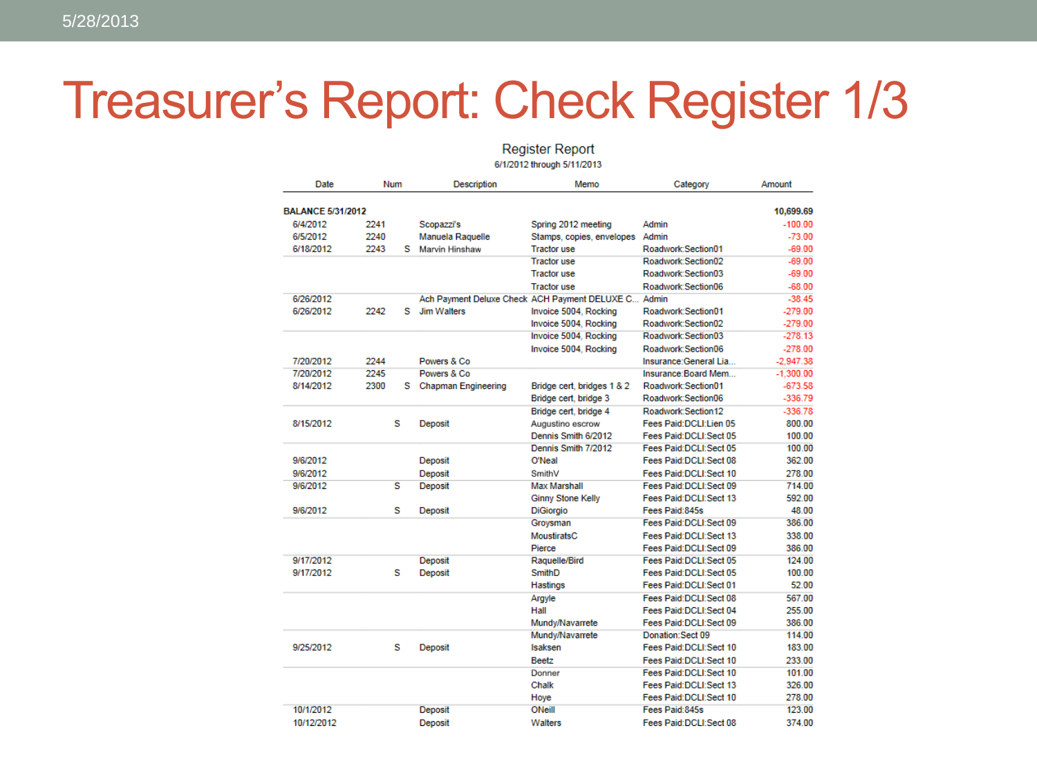# Treasurer's Report: Check Register 1/3

Register Report

6/1/2012 through 5/11/2013

| Date | Num | | Description | Memo | Category | Amount |
|---|---|---|---|---|---|---|
| **BALANCE 5/31/2012** | | | | | | **10,699.69** |
| 6/4/2012 | 2241 | | Scopazzi's | Spring 2012 meeting | Admin | -100.00 |
| 6/5/2012 | 2240 | | Manuela Raquelle | Stamps, copies, envelopes | Admin | -73.00 |
| 6/18/2012 | 2243 | S | Marvin Hinshaw | Tractor use | Roadwork:Section01 | -69.00 |
| | | | | Tractor use | Roadwork:Section02 | -69.00 |
| | | | | Tractor use | Roadwork:Section03 | -69.00 |
| | | | | Tractor use | Roadwork:Section06 | -68.00 |
| 6/26/2012 | | | Ach Payment Deluxe Check | ACH Payment DELUXE C... | Admin | -38.45 |
| 6/26/2012 | 2242 | S | Jim Walters | Invoice 5004, Rocking | Roadwork:Section01 | -279.00 |
| | | | | Invoice 5004, Rocking | Roadwork:Section02 | -279.00 |
| | | | | Invoice 5004, Rocking | Roadwork:Section03 | -278.13 |
| | | | | Invoice 5004, Rocking | Roadwork:Section06 | -278.00 |
| 7/20/2012 | 2244 | | Powers & Co | | Insurance:General Lia... | -2,947.38 |
| 7/20/2012 | 2245 | | Powers & Co | | Insurance:Board Mem... | -1,300.00 |
| 8/14/2012 | 2300 | S | Chapman Engineering | Bridge cert, bridges 1 & 2 | Roadwork:Section01 | -673.58 |
| | | | | Bridge cert, bridge 3 | Roadwork:Section06 | -336.79 |
| | | | | Bridge cert, bridge 4 | Roadwork:Section12 | -336.78 |
| 8/15/2012 | | S | Deposit | Augustino escrow | Fees Paid:DCLI:Lien 05 | 800.00 |
| | | | | Dennis Smith 6/2012 | Fees Paid:DCLI:Sect 05 | 100.00 |
| | | | | Dennis Smith 7/2012 | Fees Paid:DCLI:Sect 05 | 100.00 |
| 9/6/2012 | | | Deposit | O'Neal | Fees Paid:DCLI:Sect 08 | 362.00 |
| 9/6/2012 | | | Deposit | SmithV | Fees Paid:DCLI:Sect 10 | 278.00 |
| 9/6/2012 | | S | Deposit | Max Marshall | Fees Paid:DCLI:Sect 09 | 714.00 |
| | | | | Ginny Stone Kelly | Fees Paid:DCLI:Sect 13 | 592.00 |
| 9/6/2012 | | S | Deposit | DiGiorgio | Fees Paid:845s | 48.00 |
| | | | | Groysman | Fees Paid:DCLI:Sect 09 | 386.00 |
| | | | | MoustiratsC | Fees Paid:DCLI:Sect 13 | 338.00 |
| | | | | Pierce | Fees Paid:DCLI:Sect 09 | 386.00 |
| 9/17/2012 | | | Deposit | Raquelle/Bird | Fees Paid:DCLI:Sect 05 | 124.00 |
| 9/17/2012 | | S | Deposit | SmithD | Fees Paid:DCLI:Sect 05 | 100.00 |
| | | | | Hastings | Fees Paid:DCLI:Sect 01 | 52.00 |
| | | | | Argyle | Fees Paid:DCLI:Sect 08 | 567.00 |
| | | | | Hall | Fees Paid:DCLI:Sect 04 | 255.00 |
| | | | | Mundy/Navarrete | Fees Paid:DCLI:Sect 09 | 386.00 |
| | | | | Mundy/Navarrete | Donation:Sect 09 | 114.00 |
| 9/25/2012 | | S | Deposit | Isaksen | Fees Paid:DCLI:Sect 10 | 183.00 |
| | | | | Beetz | Fees Paid:DCLI:Sect 10 | 233.00 |
| | | | | Donner | Fees Paid:DCLI:Sect 10 | 101.00 |
| | | | | Chalk | Fees Paid:DCLI:Sect 13 | 326.00 |
| | | | | Hoye | Fees Paid:DCLI:Sect 10 | 278.00 |
| 10/1/2012 | | | Deposit | ONeill | Fees Paid:845s | 123.00 |
| 10/12/2012 | | | Deposit | Walters | Fees Paid:DCLI:Sect 08 | 374.00 |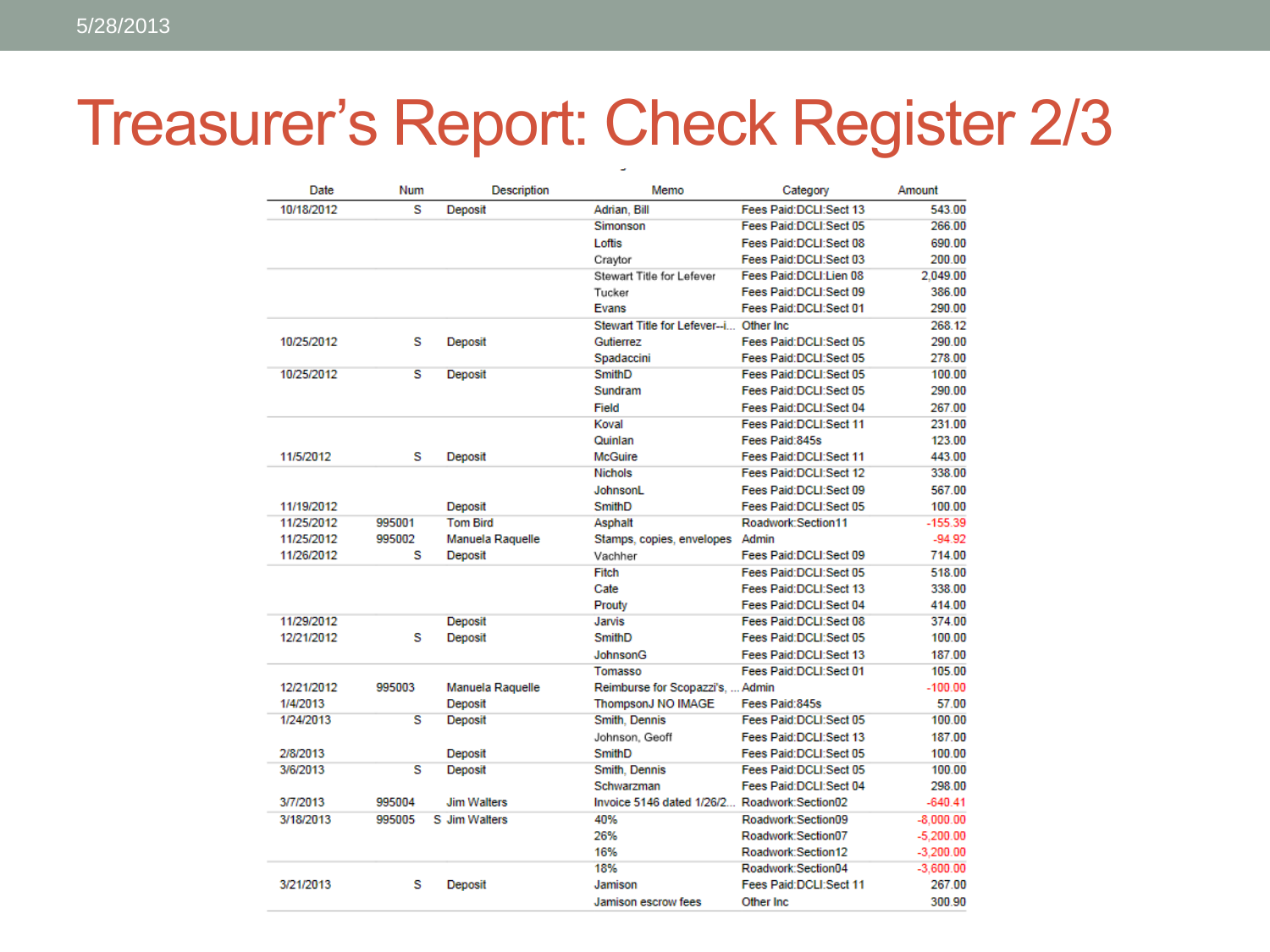# Treasurer's Report: Check Register 2/3

| Date | Num | Description | Memo | Category | Amount |
|---|---|---|---|---|---|
| 10/18/2012 | S | Deposit | Adrian, Bill | Fees Paid:DCLI:Sect 13 | 543.00 |
| | | | Simonson | Fees Paid:DCLI:Sect 05 | 266.00 |
| | | | Loftis | Fees Paid:DCLI:Sect 08 | 690.00 |
| | | | Craytor | Fees Paid:DCLI:Sect 03 | 200.00 |
| | | | Stewart Title for Lefever | Fees Paid:DCLI:Lien 08 | 2,049.00 |
| | | | Tucker | Fees Paid:DCLI:Sect 09 | 386.00 |
| | | | Evans | Fees Paid:DCLI:Sect 01 | 290.00 |
| | | | Stewart Title for Lefever--i... | Other Inc | 268.12 |
| 10/25/2012 | S | Deposit | Gutierrez | Fees Paid:DCLI:Sect 05 | 290.00 |
| | | | Spadaccini | Fees Paid:DCLI:Sect 05 | 278.00 |
| 10/25/2012 | S | Deposit | SmithD | Fees Paid:DCLI:Sect 05 | 100.00 |
| | | | Sundram | Fees Paid:DCLI:Sect 05 | 290.00 |
| | | | Field | Fees Paid:DCLI:Sect 04 | 267.00 |
| | | | Koval | Fees Paid:DCLI:Sect 11 | 231.00 |
| | | | Quinlan | Fees Paid:845s | 123.00 |
| 11/5/2012 | S | Deposit | McGuire | Fees Paid:DCLI:Sect 11 | 443.00 |
| | | | Nichols | Fees Paid:DCLI:Sect 12 | 338.00 |
| | | | JohnsonL | Fees Paid:DCLI:Sect 09 | 567.00 |
| 11/19/2012 | | Deposit | SmithD | Fees Paid:DCLI:Sect 05 | 100.00 |
| 11/25/2012 | 995001 | Tom Bird | Asphalt | Roadwork:Section11 | -155.39 |
| 11/25/2012 | 995002 | Manuela Raquelle | Stamps, copies, envelopes | Admin | -94.92 |
| 11/26/2012 | S | Deposit | Vachher | Fees Paid:DCLI:Sect 09 | 714.00 |
| | | | Fitch | Fees Paid:DCLI:Sect 05 | 518.00 |
| | | | Cate | Fees Paid:DCLI:Sect 13 | 338.00 |
| | | | Prouty | Fees Paid:DCLI:Sect 04 | 414.00 |
| 11/29/2012 | | Deposit | Jarvis | Fees Paid:DCLI:Sect 08 | 374.00 |
| 12/21/2012 | S | Deposit | SmithD | Fees Paid:DCLI:Sect 05 | 100.00 |
| | | | JohnsonG | Fees Paid:DCLI:Sect 13 | 187.00 |
| | | | Tomasso | Fees Paid:DCLI:Sect 01 | 105.00 |
| 12/21/2012 | 995003 | Manuela Raquelle | Reimburse for Scopazzi's, ... | Admin | -100.00 |
| 1/4/2013 | | Deposit | ThompsonJ NO IMAGE | Fees Paid:845s | 57.00 |
| 1/24/2013 | S | Deposit | Smith, Dennis | Fees Paid:DCLI:Sect 05 | 100.00 |
| | | | Johnson, Geoff | Fees Paid:DCLI:Sect 13 | 187.00 |
| 2/8/2013 | | Deposit | SmithD | Fees Paid:DCLI:Sect 05 | 100.00 |
| 3/6/2013 | S | Deposit | Smith, Dennis | Fees Paid:DCLI:Sect 05 | 100.00 |
| | | | Schwarzman | Fees Paid:DCLI:Sect 04 | 298.00 |
| 3/7/2013 | 995004 | Jim Walters | Invoice 5146 dated 1/26/2... | Roadwork:Section02 | -640.41 |
| 3/18/2013 | 995005 | S Jim Walters | 40% | Roadwork:Section09 | -8,000.00 |
| | | | 26% | Roadwork:Section07 | -5,200.00 |
| | | | 16% | Roadwork:Section12 | -3,200.00 |
| | | | 18% | Roadwork:Section04 | -3,600.00 |
| 3/21/2013 | S | Deposit | Jamison | Fees Paid:DCLI:Sect 11 | 267.00 |
| | | | Jamison escrow fees | Other Inc | 300.90 |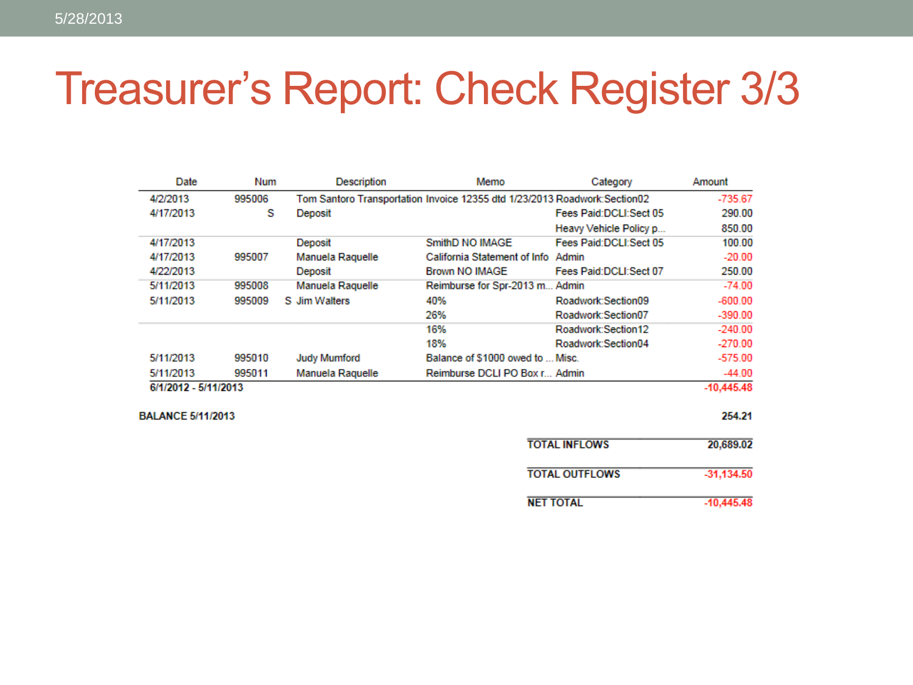# Treasurer's Report: Check Register 3/3

| Date | Num | Description | Memo | Category | Amount |
|---|---|---|---|---|---|
| 4/2/2013 | 995006 | Tom Santoro Transportation | Invoice 12355 dtd 1/23/2013 | Roadwork:Section02 | -735.67 |
| 4/17/2013 | S | Deposit | | Fees Paid:DCLI:Sect 05 | 290.00 |
| | | | | Heavy Vehicle Policy p... | 850.00 |
| 4/17/2013 | | Deposit | SmithD NO IMAGE | Fees Paid:DCLI:Sect 05 | 100.00 |
| 4/17/2013 | 995007 | Manuela Raquelle | California Statement of Info | Admin | -20.00 |
| 4/22/2013 | | Deposit | Brown NO IMAGE | Fees Paid:DCLI:Sect 07 | 250.00 |
| 5/11/2013 | 995008 | Manuela Raquelle | Reimburse for Spr-2013 m... | Admin | -74.00 |
| 5/11/2013 | 995009 | S Jim Walters | 40% | Roadwork:Section09 | -600.00 |
| | | | 26% | Roadwork:Section07 | -390.00 |
| | | | 16% | Roadwork:Section12 | -240.00 |
| | | | 18% | Roadwork:Section04 | -270.00 |
| 5/11/2013 | 995010 | Judy Mumford | Balance of $1000 owed to ... | Misc. | -575.00 |
| 5/11/2013 | 995011 | Manuela Raquelle | Reimburse DCLI PO Box r... | Admin | -44.00 |
| **6/1/2012 - 5/11/2013** | | | | | **-10,445.48** |
| | | | | | |
| **BALANCE 5/11/2013** | | | | | **254.21** |

| | |
|---|---|
| **TOTAL INFLOWS** | **20,689.02** |
| **TOTAL OUTFLOWS** | **-31,134.50** |
| **NET TOTAL** | **-10,445.48** |